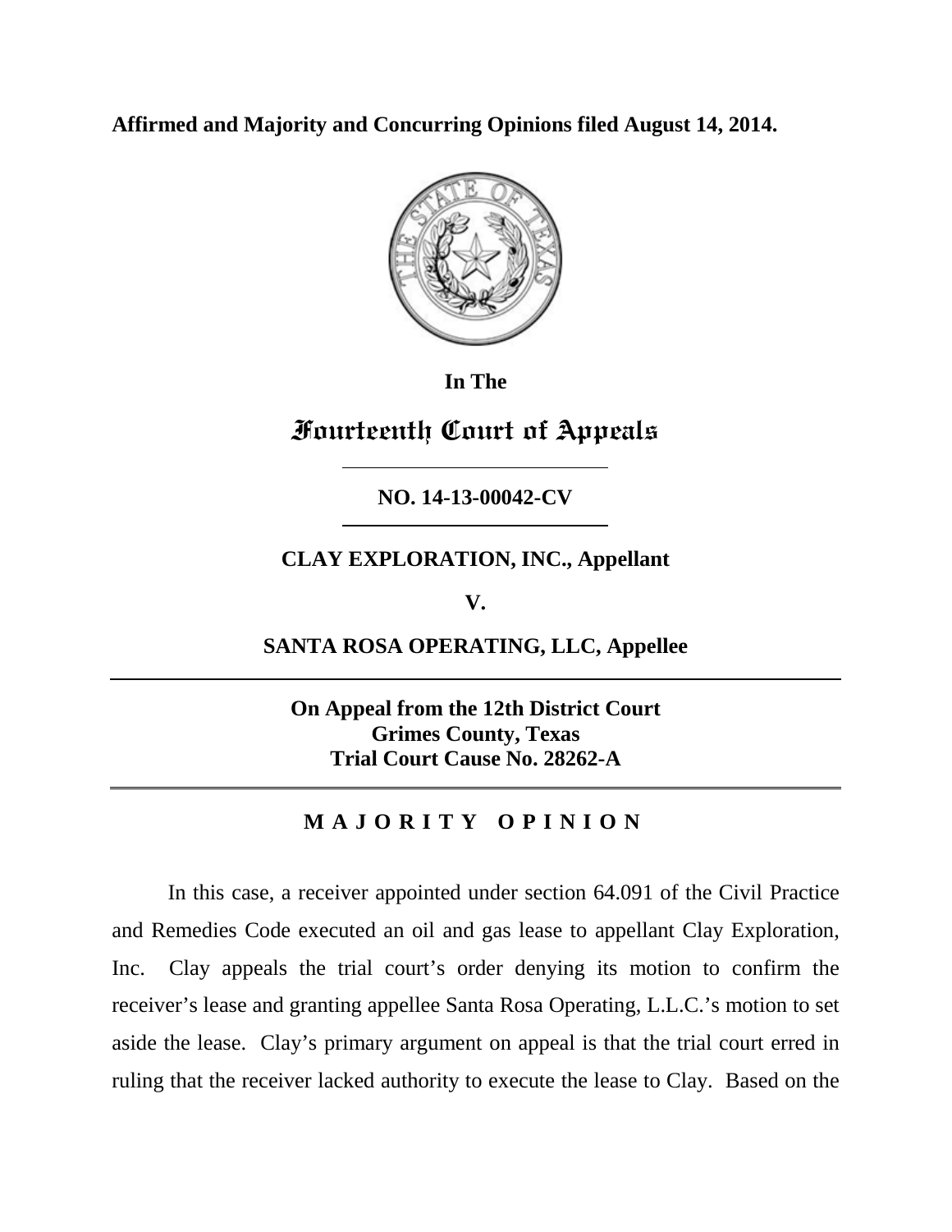**Affirmed and Majority and Concurring Opinions filed August 14, 2014.**

In The

# Fourteenth Court of Appeals

**NO. 14-13-00042-CV**

**CLAY EXPLORATION, INC., Appellant**

**V.**

**SANTA ROSA OPERATING, LLC, Appellee**

**On Appeal from the 12th District Court**
**Grimes County, Texas**
**Trial Court Cause No. 28262-A**

## M A J O R I T Y   O P I N I O N

In this case, a receiver appointed under section 64.091 of the Civil Practice and Remedies Code executed an oil and gas lease to appellant Clay Exploration, Inc. Clay appeals the trial court's order denying its motion to confirm the receiver's lease and granting appellee Santa Rosa Operating, L.L.C.'s motion to set aside the lease. Clay's primary argument on appeal is that the trial court erred in ruling that the receiver lacked authority to execute the lease to Clay. Based on the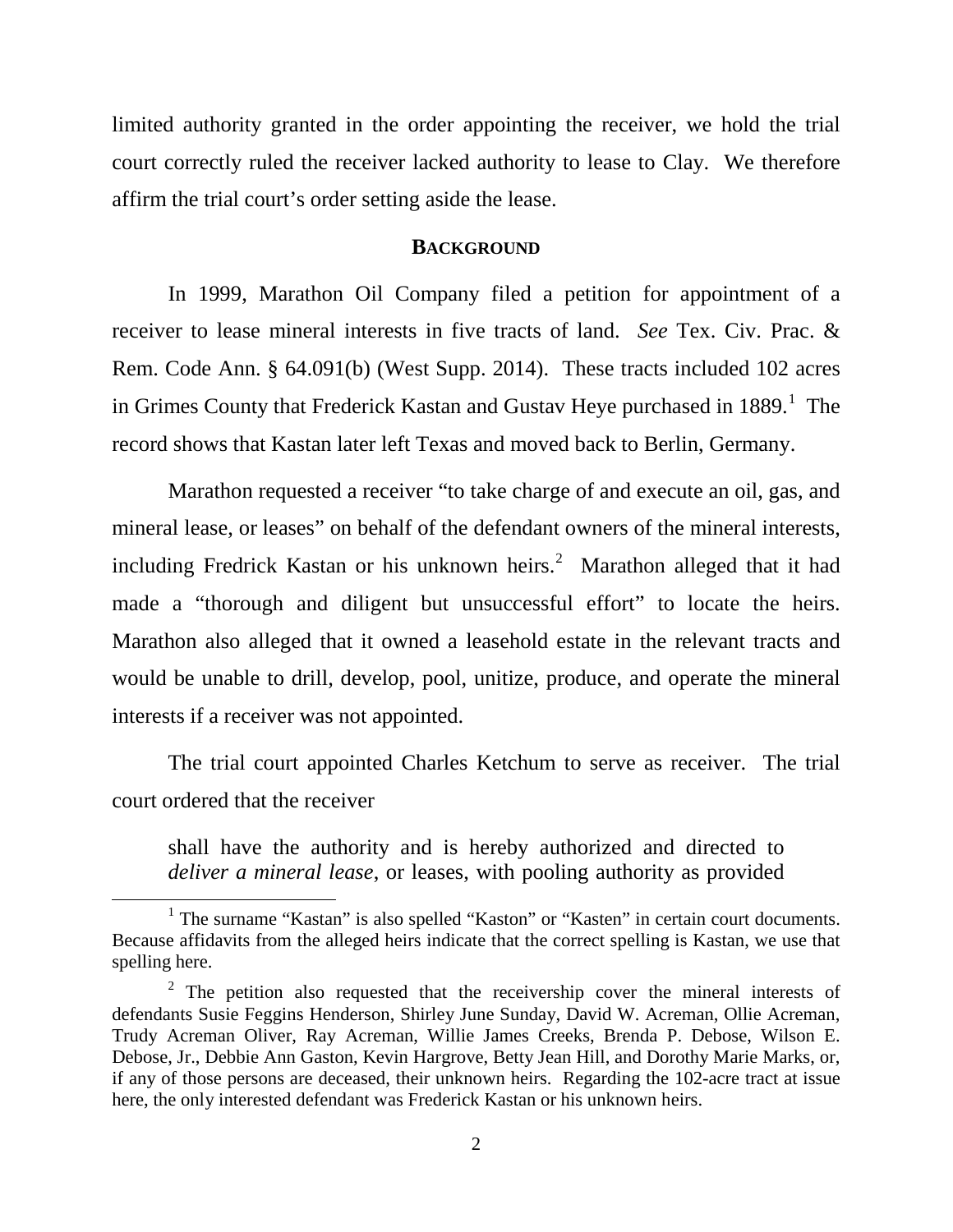limited authority granted in the order appointing the receiver, we hold the trial court correctly ruled the receiver lacked authority to lease to Clay. We therefore affirm the trial court's order setting aside the lease.

## BACKGROUND

In 1999, Marathon Oil Company filed a petition for appointment of a receiver to lease mineral interests in five tracts of land. *See* Tex. Civ. Prac. & Rem. Code Ann. § 64.091(b) (West Supp. 2014). These tracts included 102 acres in Grimes County that Frederick Kastan and Gustav Heye purchased in 1889.[1] The record shows that Kastan later left Texas and moved back to Berlin, Germany.

Marathon requested a receiver "to take charge of and execute an oil, gas, and mineral lease, or leases" on behalf of the defendant owners of the mineral interests, including Fredrick Kastan or his unknown heirs.[2] Marathon alleged that it had made a "thorough and diligent but unsuccessful effort" to locate the heirs. Marathon also alleged that it owned a leasehold estate in the relevant tracts and would be unable to drill, develop, pool, unitize, produce, and operate the mineral interests if a receiver was not appointed.

The trial court appointed Charles Ketchum to serve as receiver. The trial court ordered that the receiver

> shall have the authority and is hereby authorized and directed to *deliver a mineral lease*, or leases, with pooling authority as provided

---

[1] The surname "Kastan" is also spelled "Kaston" or "Kasten" in certain court documents. Because affidavits from the alleged heirs indicate that the correct spelling is Kastan, we use that spelling here.

[2] The petition also requested that the receivership cover the mineral interests of defendants Susie Feggins Henderson, Shirley June Sunday, David W. Acreman, Ollie Acreman, Trudy Acreman Oliver, Ray Acreman, Willie James Creeks, Brenda P. Debose, Wilson E. Debose, Jr., Debbie Ann Gaston, Kevin Hargrove, Betty Jean Hill, and Dorothy Marie Marks, or, if any of those persons are deceased, their unknown heirs. Regarding the 102-acre tract at issue here, the only interested defendant was Frederick Kastan or his unknown heirs.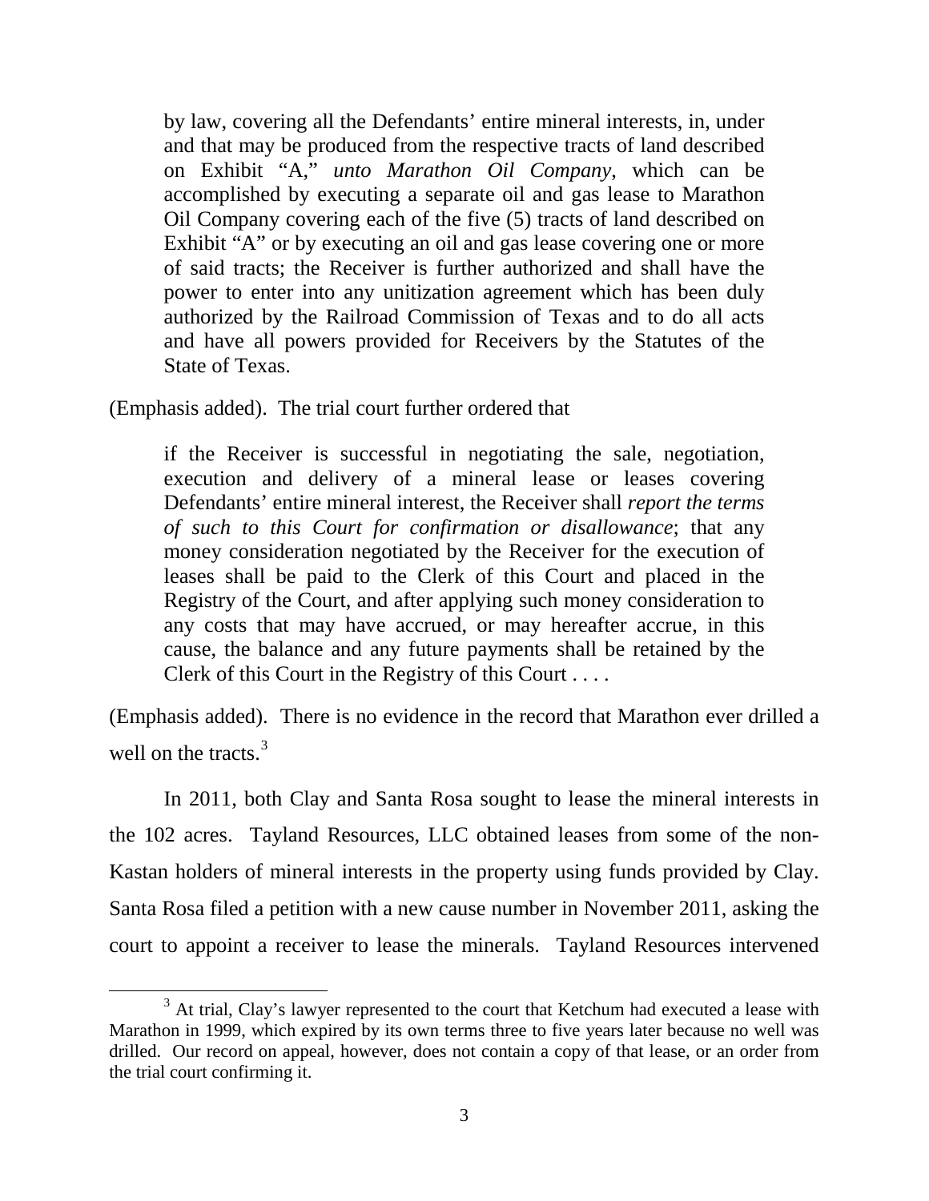> by law, covering all the Defendants' entire mineral interests, in, under and that may be produced from the respective tracts of land described on Exhibit "A," *unto Marathon Oil Company*, which can be accomplished by executing a separate oil and gas lease to Marathon Oil Company covering each of the five (5) tracts of land described on Exhibit "A" or by executing an oil and gas lease covering one or more of said tracts; the Receiver is further authorized and shall have the power to enter into any unitization agreement which has been duly authorized by the Railroad Commission of Texas and to do all acts and have all powers provided for Receivers by the Statutes of the State of Texas.

(Emphasis added). The trial court further ordered that

> if the Receiver is successful in negotiating the sale, negotiation, execution and delivery of a mineral lease or leases covering Defendants' entire mineral interest, the Receiver shall *report the terms of such to this Court for confirmation or disallowance*; that any money consideration negotiated by the Receiver for the execution of leases shall be paid to the Clerk of this Court and placed in the Registry of the Court, and after applying such money consideration to any costs that may have accrued, or may hereafter accrue, in this cause, the balance and any future payments shall be retained by the Clerk of this Court in the Registry of this Court . . . .

(Emphasis added). There is no evidence in the record that Marathon ever drilled a well on the tracts.[3]

In 2011, both Clay and Santa Rosa sought to lease the mineral interests in the 102 acres. Tayland Resources, LLC obtained leases from some of the non-Kastan holders of mineral interests in the property using funds provided by Clay. Santa Rosa filed a petition with a new cause number in November 2011, asking the court to appoint a receiver to lease the minerals. Tayland Resources intervened

[3] At trial, Clay's lawyer represented to the court that Ketchum had executed a lease with Marathon in 1999, which expired by its own terms three to five years later because no well was drilled. Our record on appeal, however, does not contain a copy of that lease, or an order from the trial court confirming it.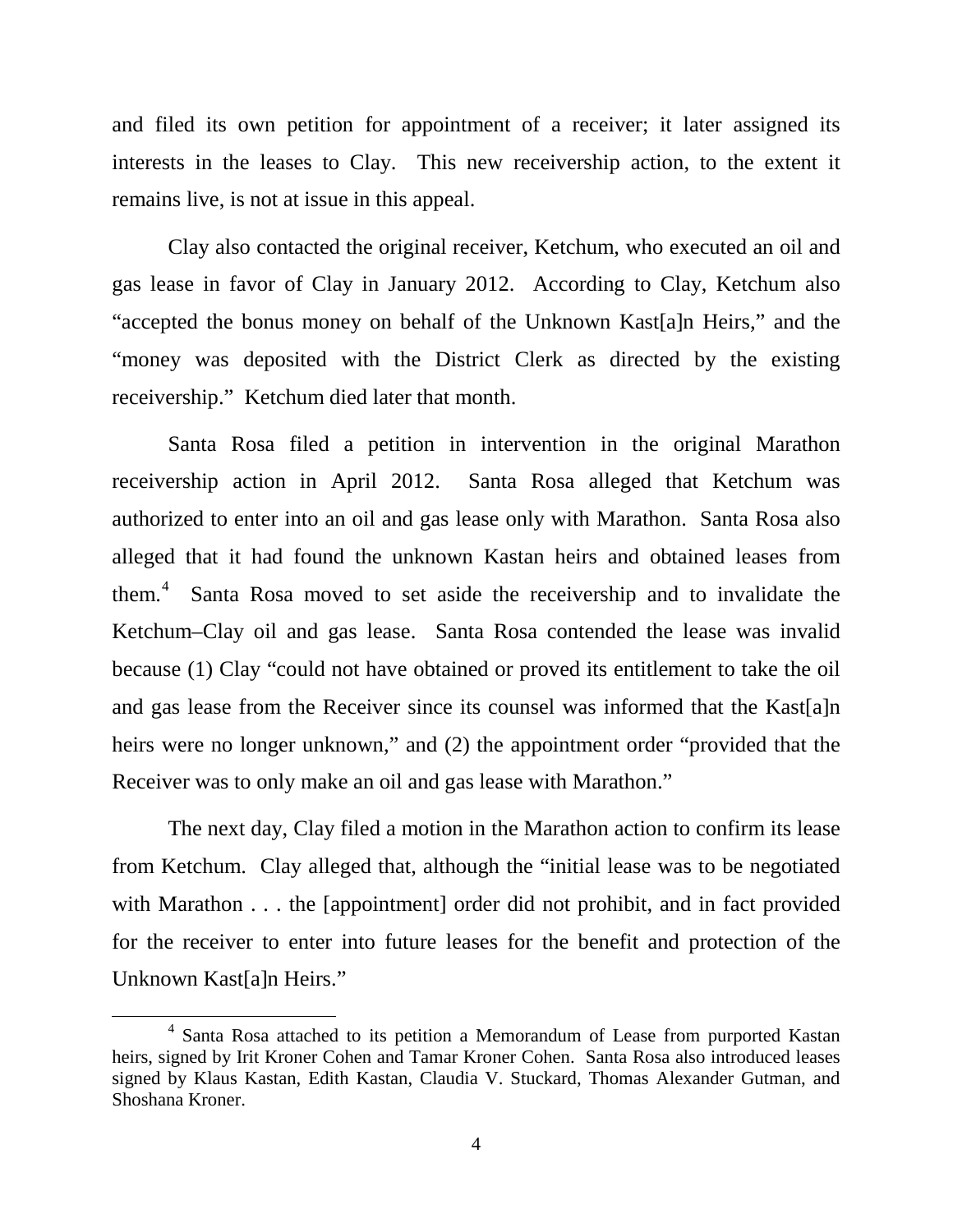and filed its own petition for appointment of a receiver; it later assigned its interests in the leases to Clay. This new receivership action, to the extent it remains live, is not at issue in this appeal.

Clay also contacted the original receiver, Ketchum, who executed an oil and gas lease in favor of Clay in January 2012. According to Clay, Ketchum also "accepted the bonus money on behalf of the Unknown Kast[a]n Heirs," and the "money was deposited with the District Clerk as directed by the existing receivership." Ketchum died later that month.

Santa Rosa filed a petition in intervention in the original Marathon receivership action in April 2012. Santa Rosa alleged that Ketchum was authorized to enter into an oil and gas lease only with Marathon. Santa Rosa also alleged that it had found the unknown Kastan heirs and obtained leases from them.[4] Santa Rosa moved to set aside the receivership and to invalidate the Ketchum–Clay oil and gas lease. Santa Rosa contended the lease was invalid because (1) Clay "could not have obtained or proved its entitlement to take the oil and gas lease from the Receiver since its counsel was informed that the Kast[a]n heirs were no longer unknown," and (2) the appointment order "provided that the Receiver was to only make an oil and gas lease with Marathon."

The next day, Clay filed a motion in the Marathon action to confirm its lease from Ketchum. Clay alleged that, although the "initial lease was to be negotiated with Marathon . . . the [appointment] order did not prohibit, and in fact provided for the receiver to enter into future leases for the benefit and protection of the Unknown Kast[a]n Heirs."

[4] Santa Rosa attached to its petition a Memorandum of Lease from purported Kastan heirs, signed by Irit Kroner Cohen and Tamar Kroner Cohen. Santa Rosa also introduced leases signed by Klaus Kastan, Edith Kastan, Claudia V. Stuckard, Thomas Alexander Gutman, and Shoshana Kroner.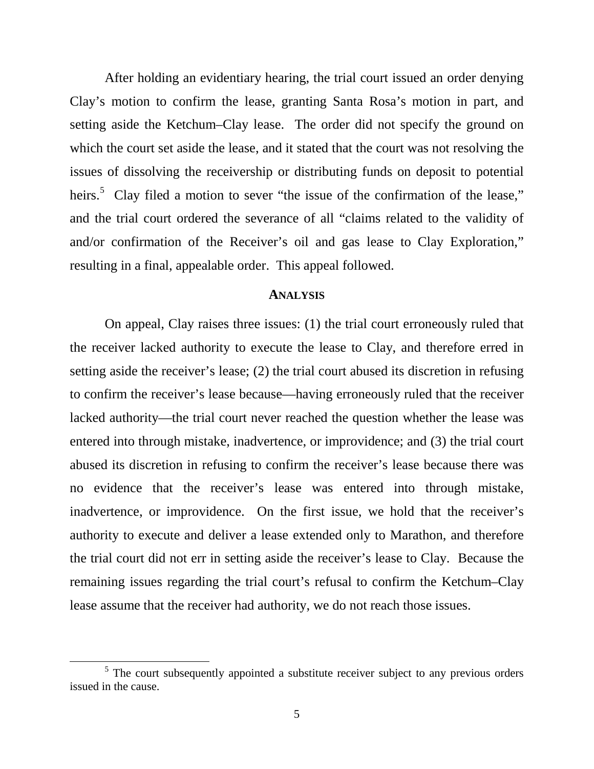After holding an evidentiary hearing, the trial court issued an order denying Clay's motion to confirm the lease, granting Santa Rosa's motion in part, and setting aside the Ketchum–Clay lease. The order did not specify the ground on which the court set aside the lease, and it stated that the court was not resolving the issues of dissolving the receivership or distributing funds on deposit to potential heirs.[5] Clay filed a motion to sever "the issue of the confirmation of the lease," and the trial court ordered the severance of all "claims related to the validity of and/or confirmation of the Receiver's oil and gas lease to Clay Exploration," resulting in a final, appealable order. This appeal followed.

## ANALYSIS

On appeal, Clay raises three issues: (1) the trial court erroneously ruled that the receiver lacked authority to execute the lease to Clay, and therefore erred in setting aside the receiver's lease; (2) the trial court abused its discretion in refusing to confirm the receiver's lease because—having erroneously ruled that the receiver lacked authority—the trial court never reached the question whether the lease was entered into through mistake, inadvertence, or improvidence; and (3) the trial court abused its discretion in refusing to confirm the receiver's lease because there was no evidence that the receiver's lease was entered into through mistake, inadvertence, or improvidence. On the first issue, we hold that the receiver's authority to execute and deliver a lease extended only to Marathon, and therefore the trial court did not err in setting aside the receiver's lease to Clay. Because the remaining issues regarding the trial court's refusal to confirm the Ketchum–Clay lease assume that the receiver had authority, we do not reach those issues.

---

[5] The court subsequently appointed a substitute receiver subject to any previous orders issued in the cause.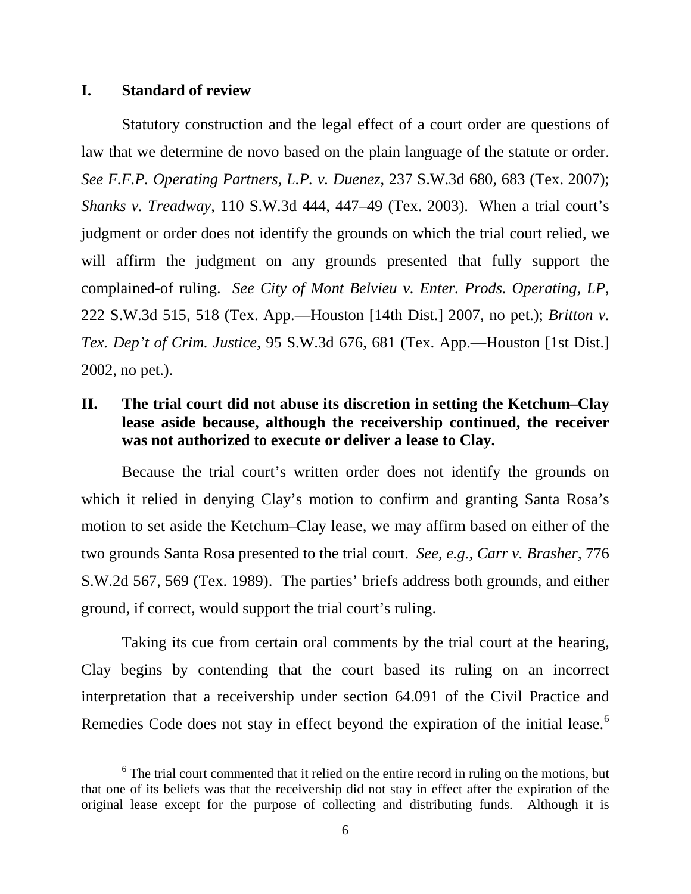## I. Standard of review

Statutory construction and the legal effect of a court order are questions of law that we determine de novo based on the plain language of the statute or order. *See F.F.P. Operating Partners, L.P. v. Duenez*, 237 S.W.3d 680, 683 (Tex. 2007); *Shanks v. Treadway*, 110 S.W.3d 444, 447–49 (Tex. 2003). When a trial court's judgment or order does not identify the grounds on which the trial court relied, we will affirm the judgment on any grounds presented that fully support the complained-of ruling. *See City of Mont Belvieu v. Enter. Prods. Operating, LP*, 222 S.W.3d 515, 518 (Tex. App.—Houston [14th Dist.] 2007, no pet.); *Britton v. Tex. Dep't of Crim. Justice*, 95 S.W.3d 676, 681 (Tex. App.—Houston [1st Dist.] 2002, no pet.).

## II. The trial court did not abuse its discretion in setting the Ketchum–Clay lease aside because, although the receivership continued, the receiver was not authorized to execute or deliver a lease to Clay.

Because the trial court's written order does not identify the grounds on which it relied in denying Clay's motion to confirm and granting Santa Rosa's motion to set aside the Ketchum–Clay lease, we may affirm based on either of the two grounds Santa Rosa presented to the trial court. *See, e.g., Carr v. Brasher*, 776 S.W.2d 567, 569 (Tex. 1989). The parties' briefs address both grounds, and either ground, if correct, would support the trial court's ruling.

Taking its cue from certain oral comments by the trial court at the hearing, Clay begins by contending that the court based its ruling on an incorrect interpretation that a receivership under section 64.091 of the Civil Practice and Remedies Code does not stay in effect beyond the expiration of the initial lease.[6]

[6] The trial court commented that it relied on the entire record in ruling on the motions, but that one of its beliefs was that the receivership did not stay in effect after the expiration of the original lease except for the purpose of collecting and distributing funds. Although it is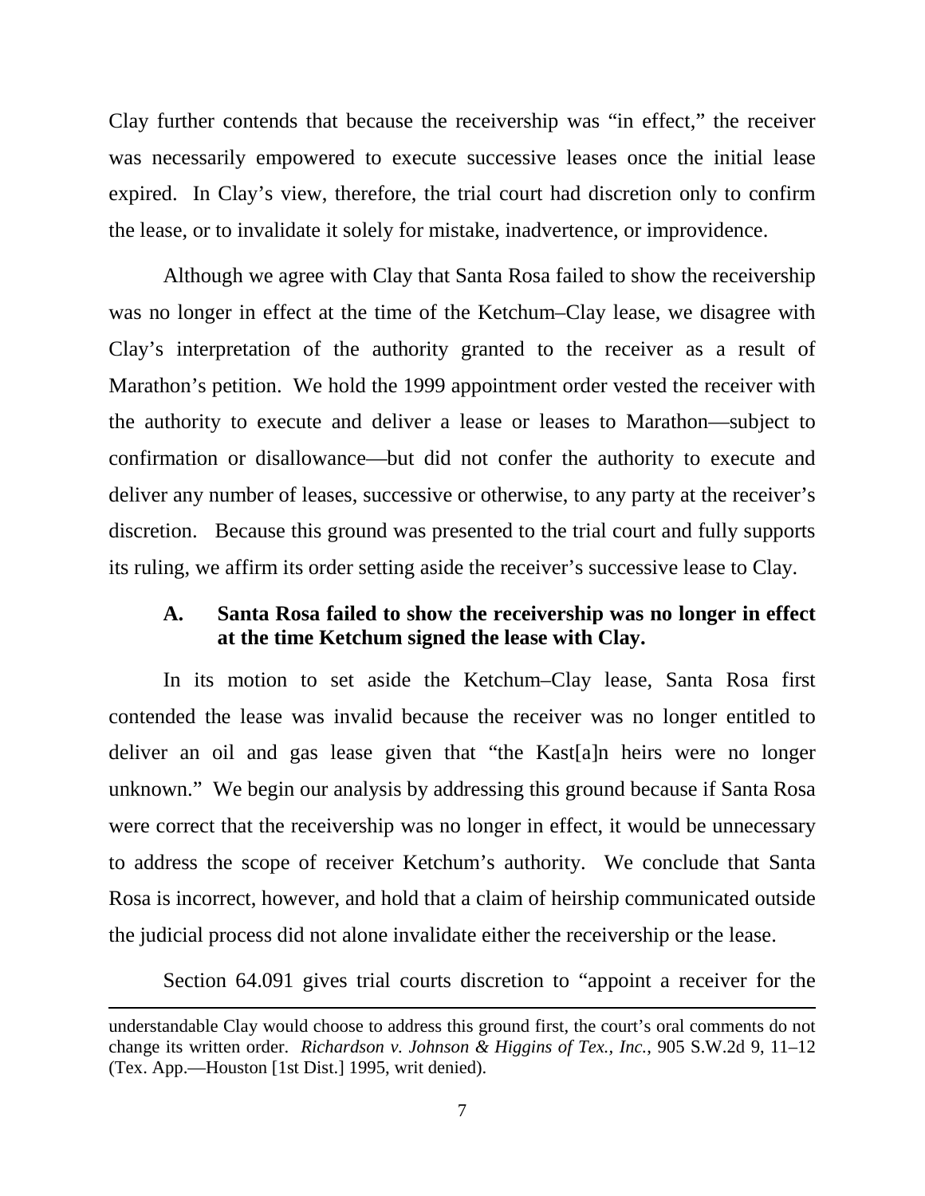Clay further contends that because the receivership was "in effect," the receiver was necessarily empowered to execute successive leases once the initial lease expired. In Clay's view, therefore, the trial court had discretion only to confirm the lease, or to invalidate it solely for mistake, inadvertence, or improvidence.

Although we agree with Clay that Santa Rosa failed to show the receivership was no longer in effect at the time of the Ketchum–Clay lease, we disagree with Clay's interpretation of the authority granted to the receiver as a result of Marathon's petition. We hold the 1999 appointment order vested the receiver with the authority to execute and deliver a lease or leases to Marathon—subject to confirmation or disallowance—but did not confer the authority to execute and deliver any number of leases, successive or otherwise, to any party at the receiver's discretion. Because this ground was presented to the trial court and fully supports its ruling, we affirm its order setting aside the receiver's successive lease to Clay.

### A. Santa Rosa failed to show the receivership was no longer in effect at the time Ketchum signed the lease with Clay.

In its motion to set aside the Ketchum–Clay lease, Santa Rosa first contended the lease was invalid because the receiver was no longer entitled to deliver an oil and gas lease given that "the Kast[a]n heirs were no longer unknown." We begin our analysis by addressing this ground because if Santa Rosa were correct that the receivership was no longer in effect, it would be unnecessary to address the scope of receiver Ketchum's authority. We conclude that Santa Rosa is incorrect, however, and hold that a claim of heirship communicated outside the judicial process did not alone invalidate either the receivership or the lease.

Section 64.091 gives trial courts discretion to "appoint a receiver for the

---

understandable Clay would choose to address this ground first, the court's oral comments do not change its written order. *Richardson v. Johnson & Higgins of Tex., Inc.*, 905 S.W.2d 9, 11–12 (Tex. App.—Houston [1st Dist.] 1995, writ denied).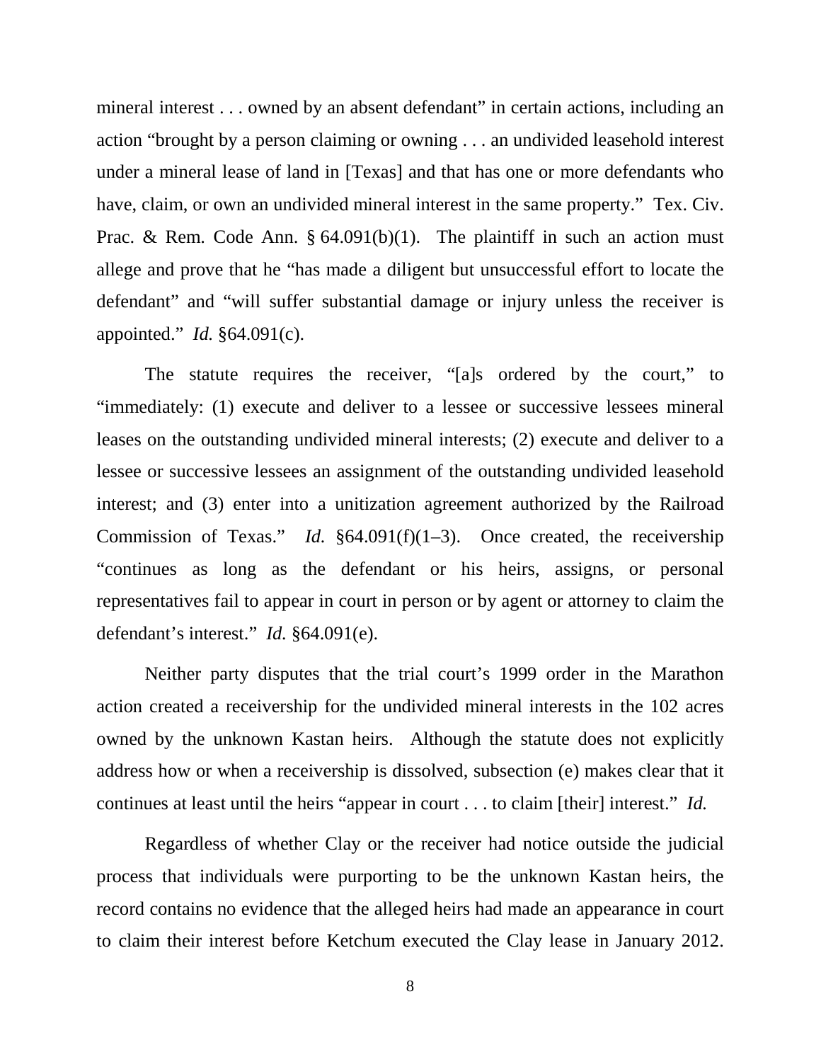mineral interest . . . owned by an absent defendant" in certain actions, including an action "brought by a person claiming or owning . . . an undivided leasehold interest under a mineral lease of land in [Texas] and that has one or more defendants who have, claim, or own an undivided mineral interest in the same property." Tex. Civ. Prac. & Rem. Code Ann. § 64.091(b)(1). The plaintiff in such an action must allege and prove that he "has made a diligent but unsuccessful effort to locate the defendant" and "will suffer substantial damage or injury unless the receiver is appointed." *Id.* §64.091(c).

The statute requires the receiver, "[a]s ordered by the court," to "immediately: (1) execute and deliver to a lessee or successive lessees mineral leases on the outstanding undivided mineral interests; (2) execute and deliver to a lessee or successive lessees an assignment of the outstanding undivided leasehold interest; and (3) enter into a unitization agreement authorized by the Railroad Commission of Texas." *Id.* §64.091(f)(1–3). Once created, the receivership "continues as long as the defendant or his heirs, assigns, or personal representatives fail to appear in court in person or by agent or attorney to claim the defendant's interest." *Id.* §64.091(e).

Neither party disputes that the trial court's 1999 order in the Marathon action created a receivership for the undivided mineral interests in the 102 acres owned by the unknown Kastan heirs. Although the statute does not explicitly address how or when a receivership is dissolved, subsection (e) makes clear that it continues at least until the heirs "appear in court . . . to claim [their] interest." *Id.*

Regardless of whether Clay or the receiver had notice outside the judicial process that individuals were purporting to be the unknown Kastan heirs, the record contains no evidence that the alleged heirs had made an appearance in court to claim their interest before Ketchum executed the Clay lease in January 2012.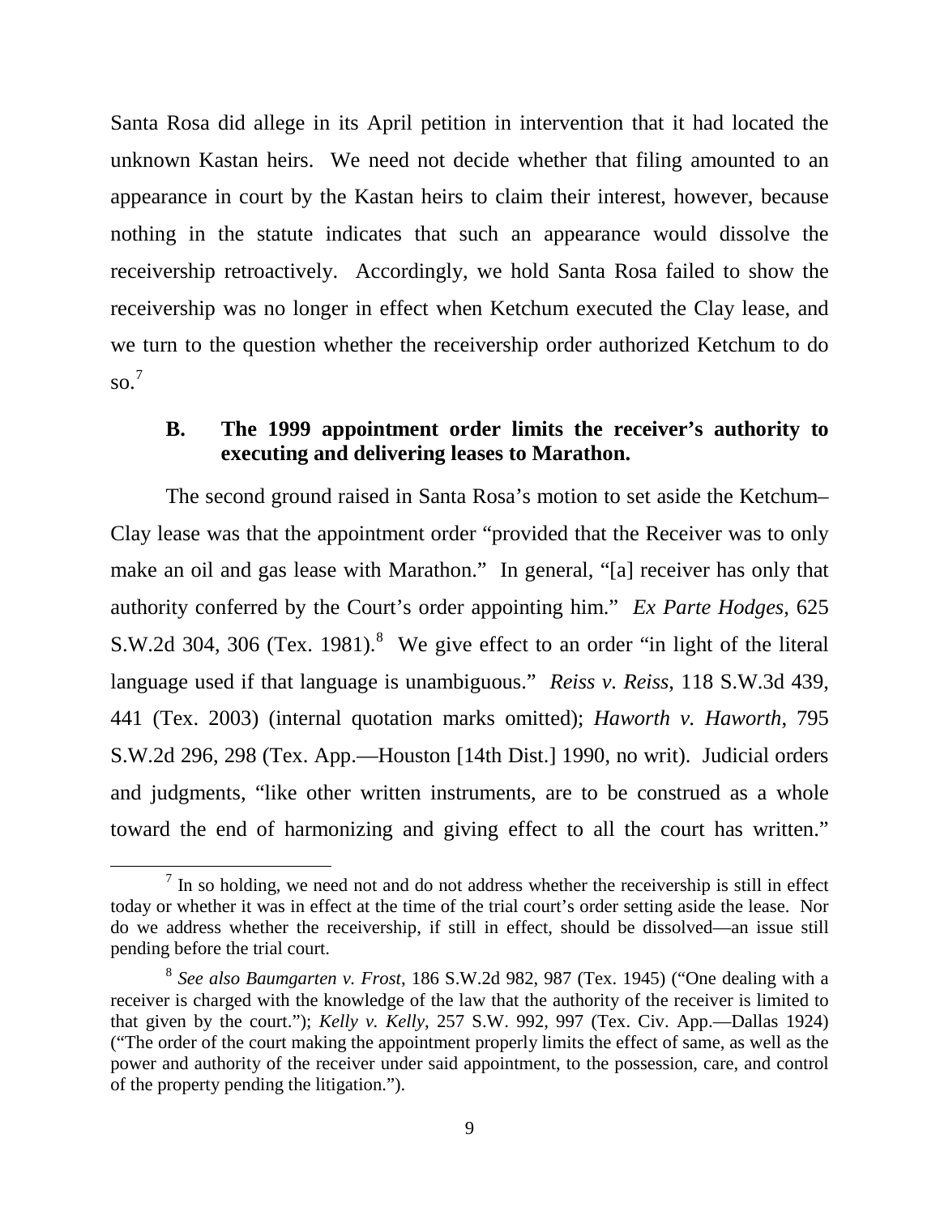Santa Rosa did allege in its April petition in intervention that it had located the unknown Kastan heirs. We need not decide whether that filing amounted to an appearance in court by the Kastan heirs to claim their interest, however, because nothing in the statute indicates that such an appearance would dissolve the receivership retroactively. Accordingly, we hold Santa Rosa failed to show the receivership was no longer in effect when Ketchum executed the Clay lease, and we turn to the question whether the receivership order authorized Ketchum to do so.[7]

### B. The 1999 appointment order limits the receiver's authority to executing and delivering leases to Marathon.

The second ground raised in Santa Rosa's motion to set aside the Ketchum–Clay lease was that the appointment order "provided that the Receiver was to only make an oil and gas lease with Marathon." In general, "[a] receiver has only that authority conferred by the Court's order appointing him." *Ex Parte Hodges*, 625 S.W.2d 304, 306 (Tex. 1981).[8] We give effect to an order "in light of the literal language used if that language is unambiguous." *Reiss v. Reiss*, 118 S.W.3d 439, 441 (Tex. 2003) (internal quotation marks omitted); *Haworth v. Haworth*, 795 S.W.2d 296, 298 (Tex. App.—Houston [14th Dist.] 1990, no writ). Judicial orders and judgments, "like other written instruments, are to be construed as a whole toward the end of harmonizing and giving effect to all the court has written."

---

[7] In so holding, we need not and do not address whether the receivership is still in effect today or whether it was in effect at the time of the trial court's order setting aside the lease. Nor do we address whether the receivership, if still in effect, should be dissolved—an issue still pending before the trial court.

[8] *See also Baumgarten v. Frost*, 186 S.W.2d 982, 987 (Tex. 1945) ("One dealing with a receiver is charged with the knowledge of the law that the authority of the receiver is limited to that given by the court."); *Kelly v. Kelly*, 257 S.W. 992, 997 (Tex. Civ. App.—Dallas 1924) ("The order of the court making the appointment properly limits the effect of same, as well as the power and authority of the receiver under said appointment, to the possession, care, and control of the property pending the litigation.").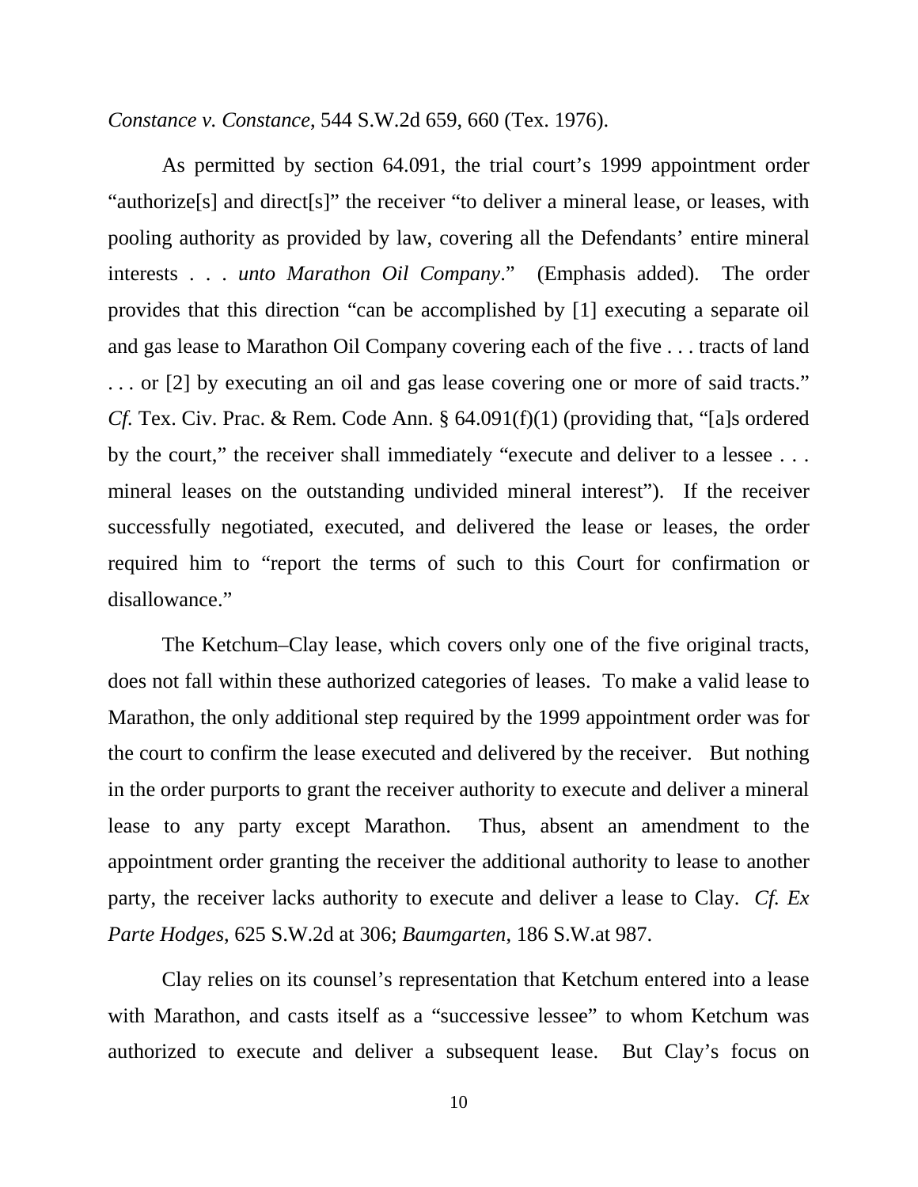*Constance v. Constance*, 544 S.W.2d 659, 660 (Tex. 1976).

As permitted by section 64.091, the trial court's 1999 appointment order "authorize[s] and direct[s]" the receiver "to deliver a mineral lease, or leases, with pooling authority as provided by law, covering all the Defendants' entire mineral interests . . . *unto Marathon Oil Company*." (Emphasis added). The order provides that this direction "can be accomplished by [1] executing a separate oil and gas lease to Marathon Oil Company covering each of the five . . . tracts of land . . . or [2] by executing an oil and gas lease covering one or more of said tracts." *Cf.* Tex. Civ. Prac. & Rem. Code Ann. § 64.091(f)(1) (providing that, "[a]s ordered by the court," the receiver shall immediately "execute and deliver to a lessee . . . mineral leases on the outstanding undivided mineral interest"). If the receiver successfully negotiated, executed, and delivered the lease or leases, the order required him to "report the terms of such to this Court for confirmation or disallowance."

The Ketchum–Clay lease, which covers only one of the five original tracts, does not fall within these authorized categories of leases. To make a valid lease to Marathon, the only additional step required by the 1999 appointment order was for the court to confirm the lease executed and delivered by the receiver. But nothing in the order purports to grant the receiver authority to execute and deliver a mineral lease to any party except Marathon. Thus, absent an amendment to the appointment order granting the receiver the additional authority to lease to another party, the receiver lacks authority to execute and deliver a lease to Clay. *Cf. Ex Parte Hodges*, 625 S.W.2d at 306; *Baumgarten*, 186 S.W.at 987.

Clay relies on its counsel's representation that Ketchum entered into a lease with Marathon, and casts itself as a "successive lessee" to whom Ketchum was authorized to execute and deliver a subsequent lease. But Clay's focus on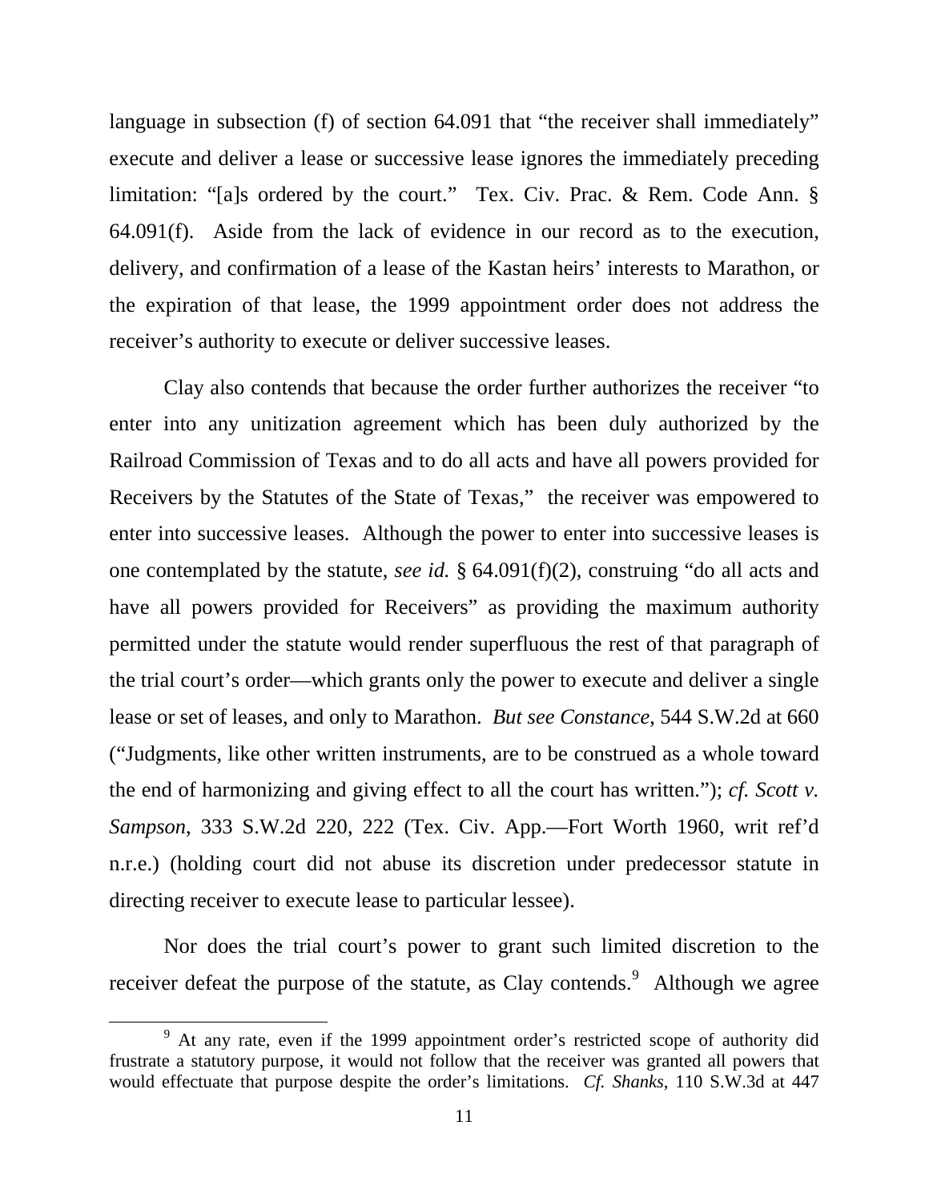language in subsection (f) of section 64.091 that "the receiver shall immediately" execute and deliver a lease or successive lease ignores the immediately preceding limitation: "[a]s ordered by the court." Tex. Civ. Prac. & Rem. Code Ann. § 64.091(f). Aside from the lack of evidence in our record as to the execution, delivery, and confirmation of a lease of the Kastan heirs' interests to Marathon, or the expiration of that lease, the 1999 appointment order does not address the receiver's authority to execute or deliver successive leases.

Clay also contends that because the order further authorizes the receiver "to enter into any unitization agreement which has been duly authorized by the Railroad Commission of Texas and to do all acts and have all powers provided for Receivers by the Statutes of the State of Texas," the receiver was empowered to enter into successive leases. Although the power to enter into successive leases is one contemplated by the statute, *see id.* § 64.091(f)(2), construing "do all acts and have all powers provided for Receivers" as providing the maximum authority permitted under the statute would render superfluous the rest of that paragraph of the trial court's order—which grants only the power to execute and deliver a single lease or set of leases, and only to Marathon. *But see Constance*, 544 S.W.2d at 660 ("Judgments, like other written instruments, are to be construed as a whole toward the end of harmonizing and giving effect to all the court has written."); *cf. Scott v. Sampson*, 333 S.W.2d 220, 222 (Tex. Civ. App.—Fort Worth 1960, writ ref'd n.r.e.) (holding court did not abuse its discretion under predecessor statute in directing receiver to execute lease to particular lessee).

Nor does the trial court's power to grant such limited discretion to the receiver defeat the purpose of the statute, as Clay contends.[9] Although we agree

[9] At any rate, even if the 1999 appointment order's restricted scope of authority did frustrate a statutory purpose, it would not follow that the receiver was granted all powers that would effectuate that purpose despite the order's limitations. *Cf. Shanks*, 110 S.W.3d at 447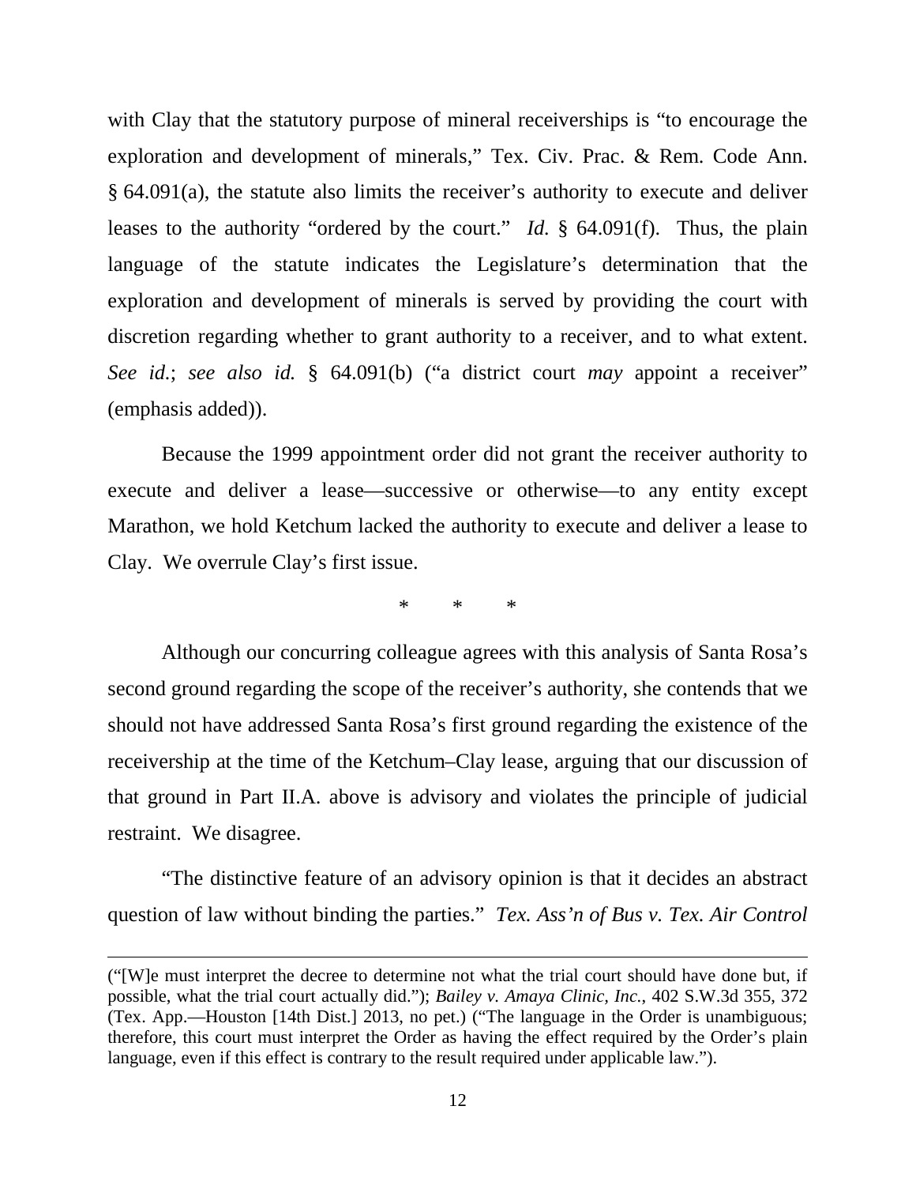with Clay that the statutory purpose of mineral receiverships is "to encourage the exploration and development of minerals," Tex. Civ. Prac. & Rem. Code Ann. § 64.091(a), the statute also limits the receiver's authority to execute and deliver leases to the authority "ordered by the court." *Id.* § 64.091(f). Thus, the plain language of the statute indicates the Legislature's determination that the exploration and development of minerals is served by providing the court with discretion regarding whether to grant authority to a receiver, and to what extent. *See id.*; *see also id.* § 64.091(b) ("a district court *may* appoint a receiver" (emphasis added)).

Because the 1999 appointment order did not grant the receiver authority to execute and deliver a lease—successive or otherwise—to any entity except Marathon, we hold Ketchum lacked the authority to execute and deliver a lease to Clay. We overrule Clay's first issue.

\* \* \*

Although our concurring colleague agrees with this analysis of Santa Rosa's second ground regarding the scope of the receiver's authority, she contends that we should not have addressed Santa Rosa's first ground regarding the existence of the receivership at the time of the Ketchum–Clay lease, arguing that our discussion of that ground in Part II.A. above is advisory and violates the principle of judicial restraint. We disagree.

"The distinctive feature of an advisory opinion is that it decides an abstract question of law without binding the parties." *Tex. Ass'n of Bus v. Tex. Air Control*

---

("[W]e must interpret the decree to determine not what the trial court should have done but, if possible, what the trial court actually did."); *Bailey v. Amaya Clinic, Inc.*, 402 S.W.3d 355, 372 (Tex. App.—Houston [14th Dist.] 2013, no pet.) ("The language in the Order is unambiguous; therefore, this court must interpret the Order as having the effect required by the Order's plain language, even if this effect is contrary to the result required under applicable law.").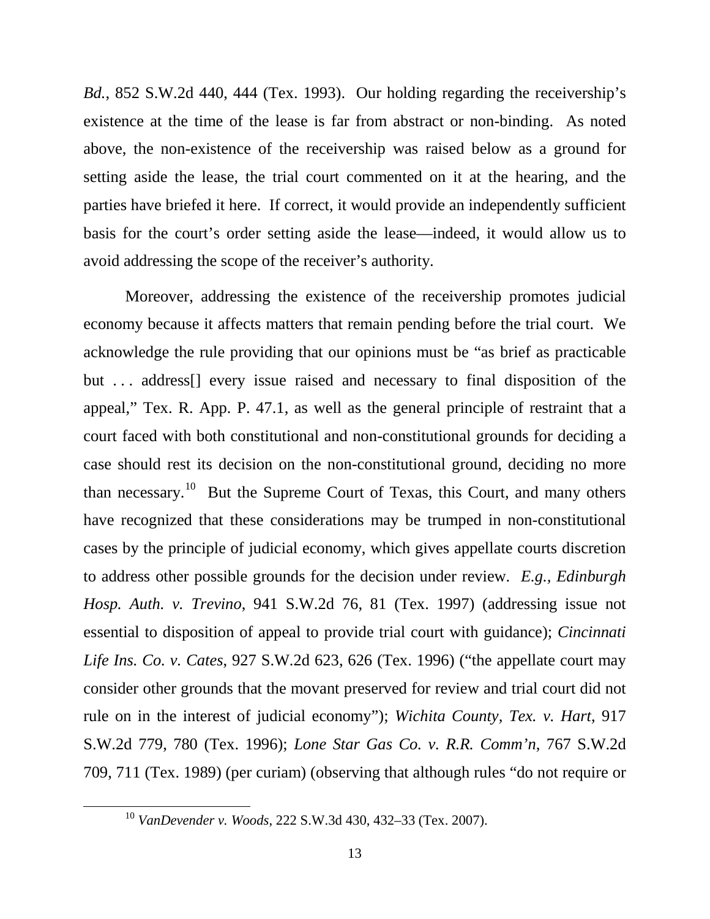*Bd.*, 852 S.W.2d 440, 444 (Tex. 1993). Our holding regarding the receivership's existence at the time of the lease is far from abstract or non-binding. As noted above, the non-existence of the receivership was raised below as a ground for setting aside the lease, the trial court commented on it at the hearing, and the parties have briefed it here. If correct, it would provide an independently sufficient basis for the court's order setting aside the lease—indeed, it would allow us to avoid addressing the scope of the receiver's authority.

Moreover, addressing the existence of the receivership promotes judicial economy because it affects matters that remain pending before the trial court. We acknowledge the rule providing that our opinions must be "as brief as practicable but . . . address[] every issue raised and necessary to final disposition of the appeal," Tex. R. App. P. 47.1, as well as the general principle of restraint that a court faced with both constitutional and non-constitutional grounds for deciding a case should rest its decision on the non-constitutional ground, deciding no more than necessary.[10] But the Supreme Court of Texas, this Court, and many others have recognized that these considerations may be trumped in non-constitutional cases by the principle of judicial economy, which gives appellate courts discretion to address other possible grounds for the decision under review. *E.g.*, *Edinburgh Hosp. Auth. v. Trevino*, 941 S.W.2d 76, 81 (Tex. 1997) (addressing issue not essential to disposition of appeal to provide trial court with guidance); *Cincinnati Life Ins. Co. v. Cates*, 927 S.W.2d 623, 626 (Tex. 1996) ("the appellate court may consider other grounds that the movant preserved for review and trial court did not rule on in the interest of judicial economy"); *Wichita County, Tex. v. Hart*, 917 S.W.2d 779, 780 (Tex. 1996); *Lone Star Gas Co. v. R.R. Comm'n*, 767 S.W.2d 709, 711 (Tex. 1989) (per curiam) (observing that although rules "do not require or

---

[10] *VanDevender v. Woods*, 222 S.W.3d 430, 432–33 (Tex. 2007).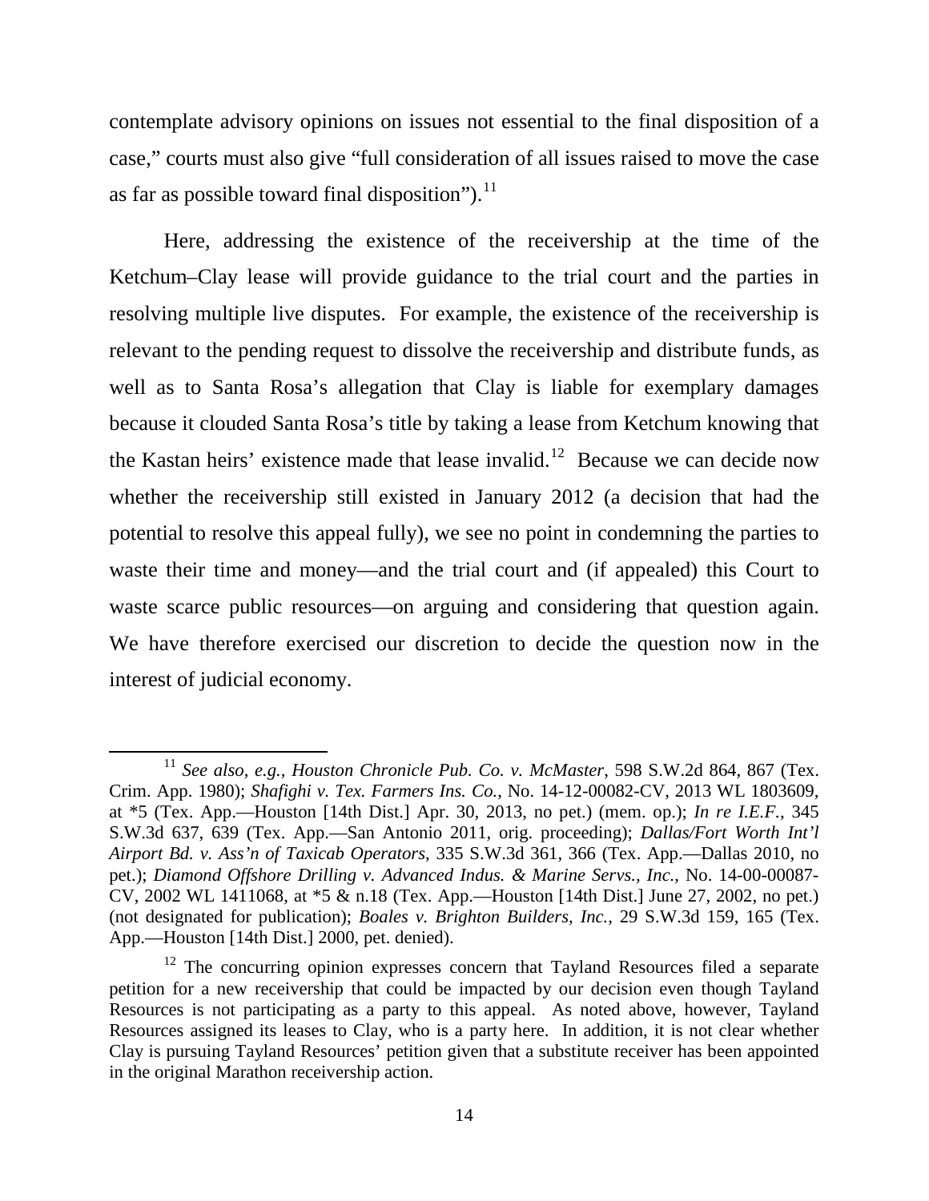contemplate advisory opinions on issues not essential to the final disposition of a case," courts must also give "full consideration of all issues raised to move the case as far as possible toward final disposition").[11]

Here, addressing the existence of the receivership at the time of the Ketchum–Clay lease will provide guidance to the trial court and the parties in resolving multiple live disputes. For example, the existence of the receivership is relevant to the pending request to dissolve the receivership and distribute funds, as well as to Santa Rosa's allegation that Clay is liable for exemplary damages because it clouded Santa Rosa's title by taking a lease from Ketchum knowing that the Kastan heirs' existence made that lease invalid.[12] Because we can decide now whether the receivership still existed in January 2012 (a decision that had the potential to resolve this appeal fully), we see no point in condemning the parties to waste their time and money—and the trial court and (if appealed) this Court to waste scarce public resources—on arguing and considering that question again. We have therefore exercised our discretion to decide the question now in the interest of judicial economy.

---

[11] *See also, e.g.*, *Houston Chronicle Pub. Co. v. McMaster*, 598 S.W.2d 864, 867 (Tex. Crim. App. 1980); *Shafighi v. Tex. Farmers Ins. Co.*, No. 14-12-00082-CV, 2013 WL 1803609, at *5 (Tex. App.—Houston [14th Dist.] Apr. 30, 2013, no pet.) (mem. op.); *In re I.E.F.*, 345 S.W.3d 637, 639 (Tex. App.—San Antonio 2011, orig. proceeding); *Dallas/Fort Worth Int'l Airport Bd. v. Ass'n of Taxicab Operators*, 335 S.W.3d 361, 366 (Tex. App.—Dallas 2010, no pet.); *Diamond Offshore Drilling v. Advanced Indus. & Marine Servs., Inc.*, No. 14-00-00087-CV, 2002 WL 1411068, at *5 & n.18 (Tex. App.—Houston [14th Dist.] June 27, 2002, no pet.) (not designated for publication); *Boales v. Brighton Builders, Inc.*, 29 S.W.3d 159, 165 (Tex. App.—Houston [14th Dist.] 2000, pet. denied).

[12] The concurring opinion expresses concern that Tayland Resources filed a separate petition for a new receivership that could be impacted by our decision even though Tayland Resources is not participating as a party to this appeal. As noted above, however, Tayland Resources assigned its leases to Clay, who is a party here. In addition, it is not clear whether Clay is pursuing Tayland Resources' petition given that a substitute receiver has been appointed in the original Marathon receivership action.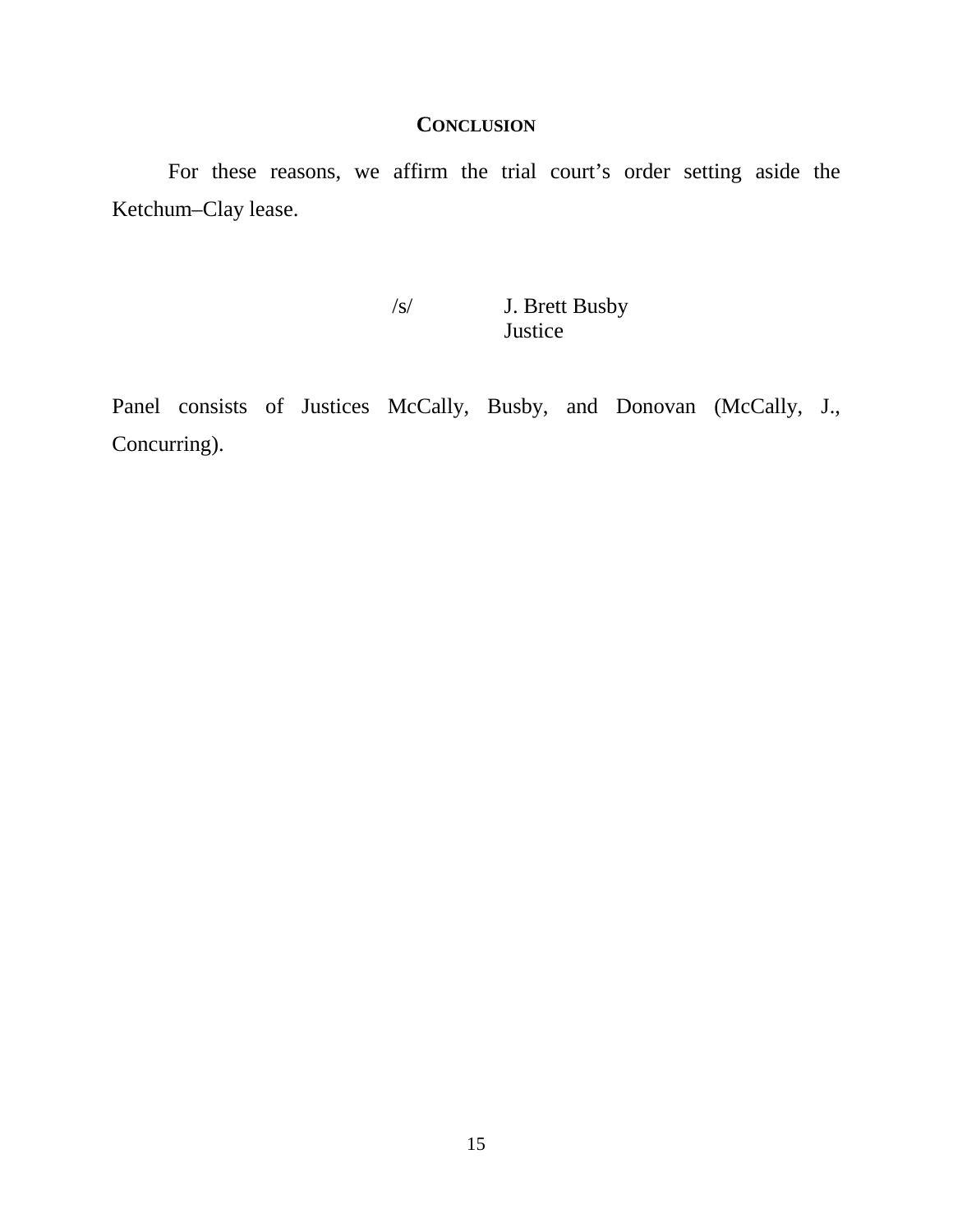## CONCLUSION

For these reasons, we affirm the trial court's order setting aside the Ketchum–Clay lease.

/s/ J. Brett Busby
Justice

Panel consists of Justices McCally, Busby, and Donovan (McCally, J., Concurring).